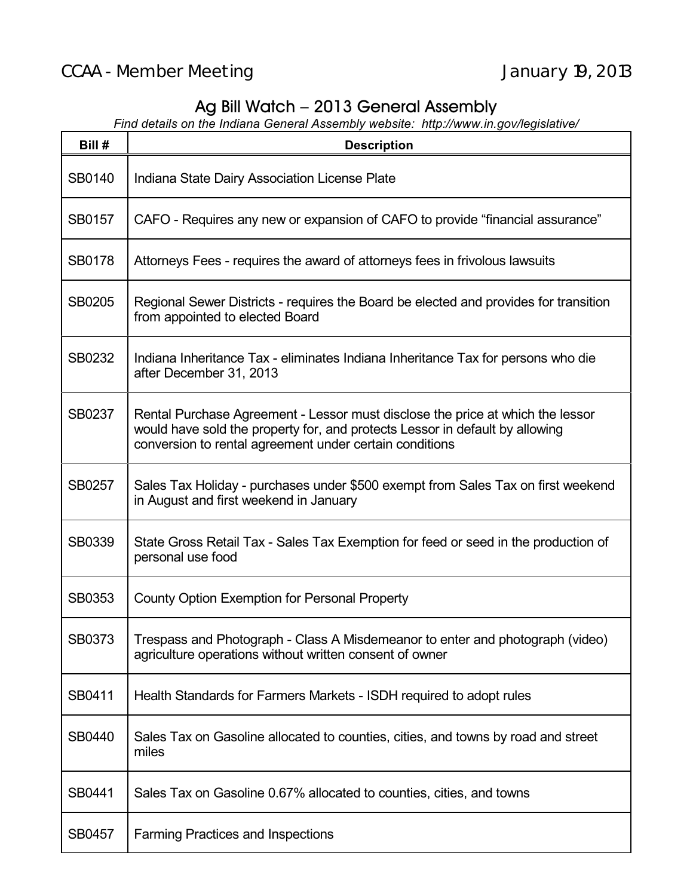CCAA - Member Meeting January 19, 2013

## Ag Bill Watch – 2013 General Assembly

*Find details on the Indiana General Assembly website: http://www.in.gov/legislative/*

| Bill # | Description |
|---|---|
| SB0140 | Indiana State Dairy Association License Plate |
| SB0157 | CAFO - Requires any new or expansion of CAFO to provide "financial assurance" |
| SB0178 | Attorneys Fees - requires the award of attorneys fees in frivolous lawsuits |
| SB0205 | Regional Sewer Districts - requires the Board be elected and provides for transition from appointed to elected Board |
| SB0232 | Indiana Inheritance Tax - eliminates Indiana Inheritance Tax for persons who die after December 31, 2013 |
| SB0237 | Rental Purchase Agreement - Lessor must disclose the price at which the lessor would have sold the property for, and protects Lessor in default by allowing conversion to rental agreement under certain conditions |
| SB0257 | Sales Tax Holiday - purchases under $500 exempt from Sales Tax on first weekend in August and first weekend in January |
| SB0339 | State Gross Retail Tax - Sales Tax Exemption for feed or seed in the production of personal use food |
| SB0353 | County Option Exemption for Personal Property |
| SB0373 | Trespass and Photograph - Class A Misdemeanor to enter and photograph (video) agriculture operations without written consent of owner |
| SB0411 | Health Standards for Farmers Markets - ISDH required to adopt rules |
| SB0440 | Sales Tax on Gasoline allocated to counties, cities, and towns by road and street miles |
| SB0441 | Sales Tax on Gasoline 0.67% allocated to counties, cities, and towns |
| SB0457 | Farming Practices and Inspections |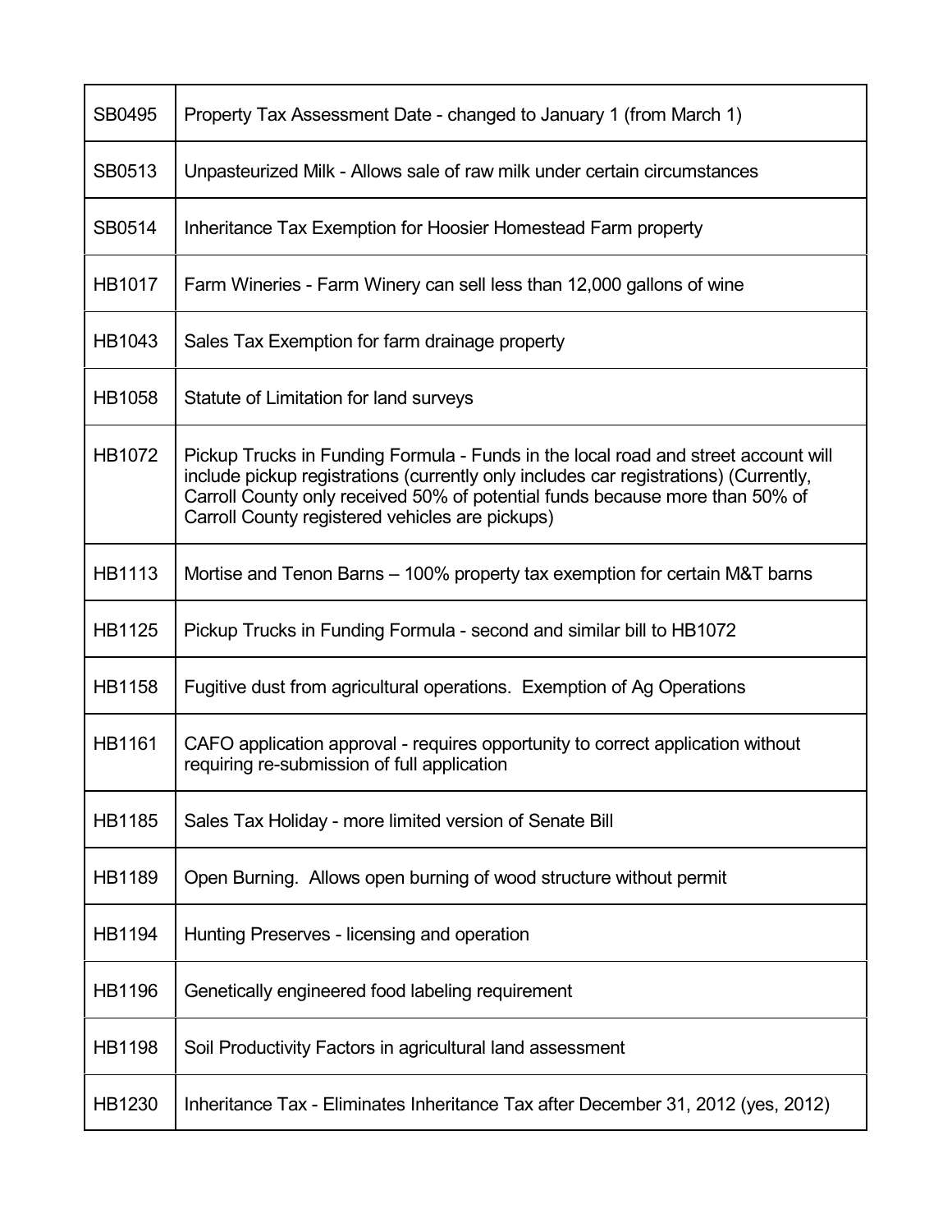| | |
|---|---|
| SB0495 | Property Tax Assessment Date - changed to January 1 (from March 1) |
| SB0513 | Unpasteurized Milk - Allows sale of raw milk under certain circumstances |
| SB0514 | Inheritance Tax Exemption for Hoosier Homestead Farm property |
| HB1017 | Farm Wineries - Farm Winery can sell less than 12,000 gallons of wine |
| HB1043 | Sales Tax Exemption for farm drainage property |
| HB1058 | Statute of Limitation for land surveys |
| HB1072 | Pickup Trucks in Funding Formula - Funds in the local road and street account will include pickup registrations (currently only includes car registrations) (Currently, Carroll County only received 50% of potential funds because more than 50% of Carroll County registered vehicles are pickups) |
| HB1113 | Mortise and Tenon Barns – 100% property tax exemption for certain M&T barns |
| HB1125 | Pickup Trucks in Funding Formula - second and similar bill to HB1072 |
| HB1158 | Fugitive dust from agricultural operations. Exemption of Ag Operations |
| HB1161 | CAFO application approval - requires opportunity to correct application without requiring re-submission of full application |
| HB1185 | Sales Tax Holiday - more limited version of Senate Bill |
| HB1189 | Open Burning. Allows open burning of wood structure without permit |
| HB1194 | Hunting Preserves - licensing and operation |
| HB1196 | Genetically engineered food labeling requirement |
| HB1198 | Soil Productivity Factors in agricultural land assessment |
| HB1230 | Inheritance Tax - Eliminates Inheritance Tax after December 31, 2012 (yes, 2012) |